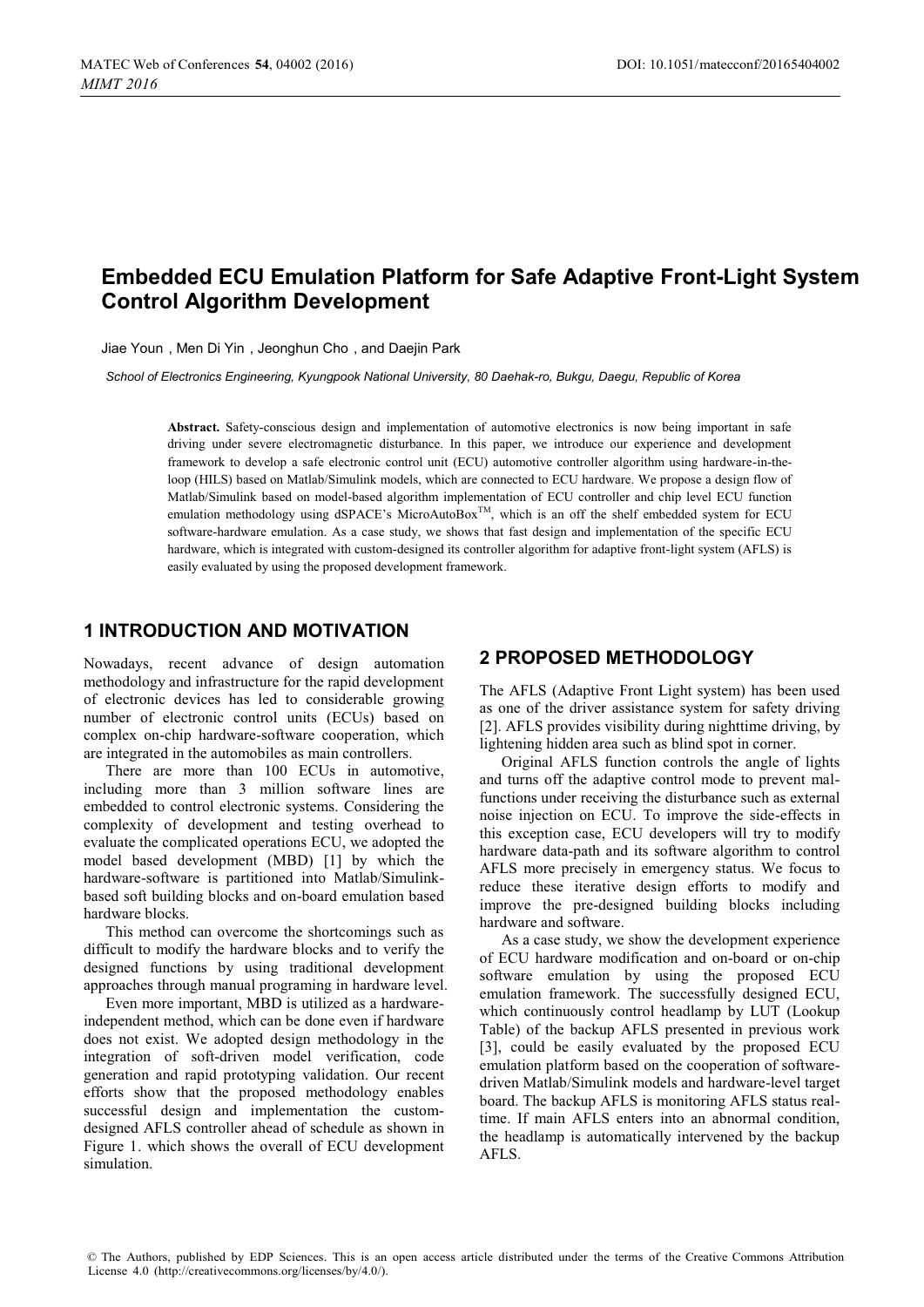# Embedded ECU Emulation Platform for Safe Adaptive Front-Light System Control Algorithm Development

Jiae Youn , Men Di Yin , Jeonghun Cho , and Daejin Park

*School of Electronics Engineering, Kyungpook National University, 80 Daehak-ro, Bukgu, Daegu, Republic of Korea*

**Abstract.** Safety-conscious design and implementation of automotive electronics is now being important in safe driving under severe electromagnetic disturbance. In this paper, we introduce our experience and development framework to develop a safe electronic control unit (ECU) automotive controller algorithm using hardware-in-the-loop (HILS) based on Matlab/Simulink models, which are connected to ECU hardware. We propose a design flow of Matlab/Simulink based on model-based algorithm implementation of ECU controller and chip level ECU function emulation methodology using dSPACE's MicroAutoBox[TM], which is an off the shelf embedded system for ECU software-hardware emulation. As a case study, we shows that fast design and implementation of the specific ECU hardware, which is integrated with custom-designed its controller algorithm for adaptive front-light system (AFLS) is easily evaluated by using the proposed development framework.

## 1 INTRODUCTION AND MOTIVATION

Nowadays, recent advance of design automation methodology and infrastructure for the rapid development of electronic devices has led to considerable growing number of electronic control units (ECUs) based on complex on-chip hardware-software cooperation, which are integrated in the automobiles as main controllers.

There are more than 100 ECUs in automotive, including more than 3 million software lines are embedded to control electronic systems. Considering the complexity of development and testing overhead to evaluate the complicated operations ECU, we adopted the model based development (MBD) [1] by which the hardware-software is partitioned into Matlab/Simulink-based soft building blocks and on-board emulation based hardware blocks.

This method can overcome the shortcomings such as difficult to modify the hardware blocks and to verify the designed functions by using traditional development approaches through manual programing in hardware level.

Even more important, MBD is utilized as a hardware-independent method, which can be done even if hardware does not exist. We adopted design methodology in the integration of soft-driven model verification, code generation and rapid prototyping validation. Our recent efforts show that the proposed methodology enables successful design and implementation the custom-designed AFLS controller ahead of schedule as shown in Figure 1. which shows the overall of ECU development simulation.

## 2 PROPOSED METHODOLOGY

The AFLS (Adaptive Front Light system) has been used as one of the driver assistance system for safety driving [2]. AFLS provides visibility during nighttime driving, by lightening hidden area such as blind spot in corner.

Original AFLS function controls the angle of lights and turns off the adaptive control mode to prevent mal-functions under receiving the disturbance such as external noise injection on ECU. To improve the side-effects in this exception case, ECU developers will try to modify hardware data-path and its software algorithm to control AFLS more precisely in emergency status. We focus to reduce these iterative design efforts to modify and improve the pre-designed building blocks including hardware and software.

As a case study, we show the development experience of ECU hardware modification and on-board or on-chip software emulation by using the proposed ECU emulation framework. The successfully designed ECU, which continuously control headlamp by LUT (Lookup Table) of the backup AFLS presented in previous work [3], could be easily evaluated by the proposed ECU emulation platform based on the cooperation of software-driven Matlab/Simulink models and hardware-level target board. The backup AFLS is monitoring AFLS status real-time. If main AFLS enters into an abnormal condition, the headlamp is automatically intervened by the backup AFLS.

© The Authors, published by EDP Sciences. This is an open access article distributed under the terms of the Creative Commons Attribution License 4.0 (http://creativecommons.org/licenses/by/4.0/).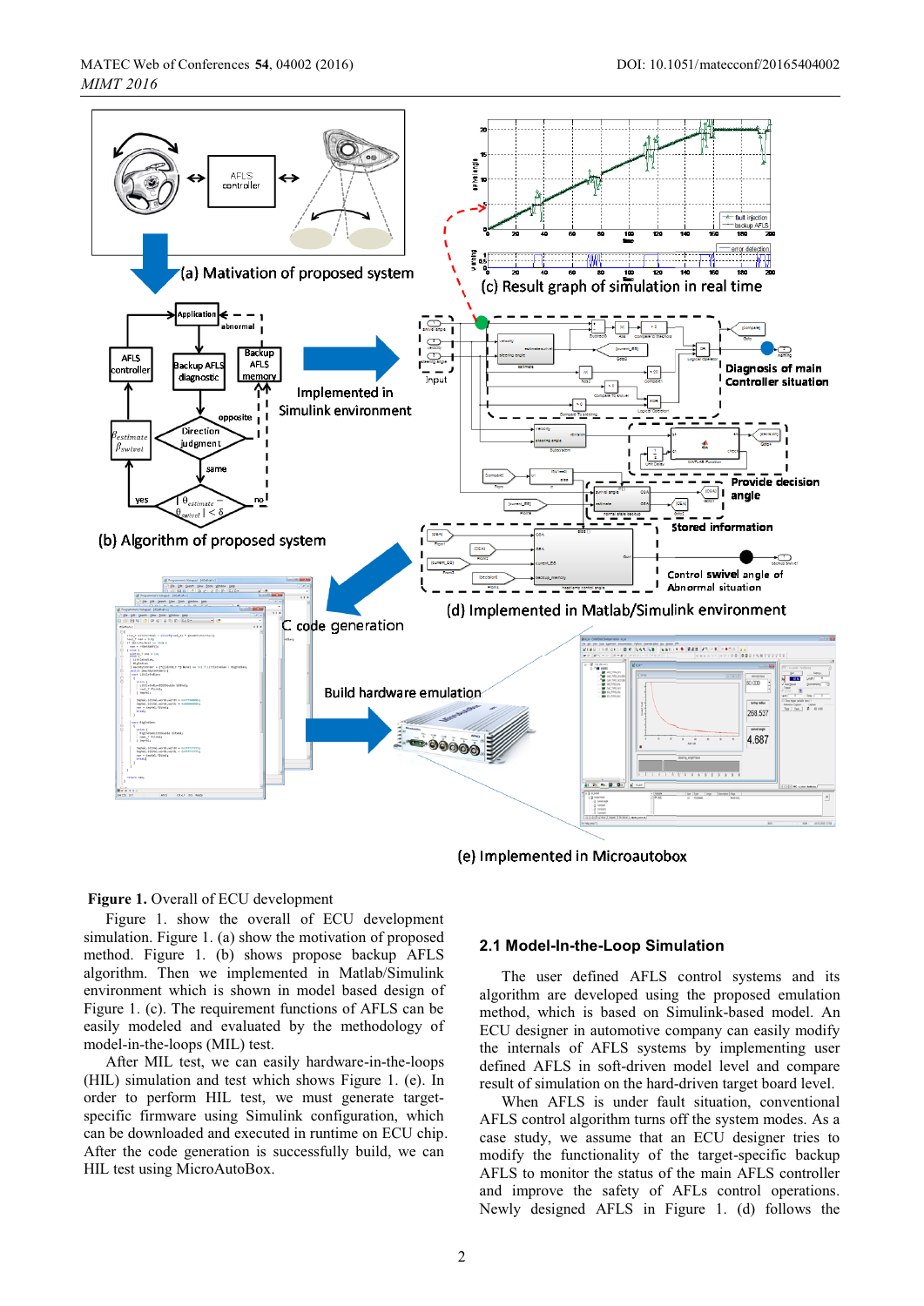**Figure 1.** Overall of ECU development

Figure 1. show the overall of ECU development simulation. Figure 1. (a) show the motivation of proposed method. Figure 1. (b) shows propose backup AFLS algorithm. Then we implemented in Matlab/Simulink environment which is shown in model based design of Figure 1. (c). The requirement functions of AFLS can be easily modeled and evaluated by the methodology of model-in-the-loops (MIL) test.

After MIL test, we can easily hardware-in-the-loops (HIL) simulation and test which shows Figure 1. (e). In order to perform HIL test, we must generate target-specific firmware using Simulink configuration, which can be downloaded and executed in runtime on ECU chip. After the code generation is successfully build, we can HIL test using MicroAutoBox.

## 2.1 Model-In-the-Loop Simulation

The user defined AFLS control systems and its algorithm are developed using the proposed emulation method, which is based on Simulink-based model. An ECU designer of automotive company can easily modify the internals of AFLS systems by implementing user defined AFLS in soft-driven model level and compare result of simulation on the hard-driven target board level.

When AFLS is under fault situation, conventional AFLS control algorithm turns off the system modes. As a case study, we assume that an ECU designer tries to modify the functionality of the target-specific backup AFLS to monitor the status of the main AFLS controller and improve the safety of AFLs control operations. Newly designed AFLS in Figure 1. (d) follows the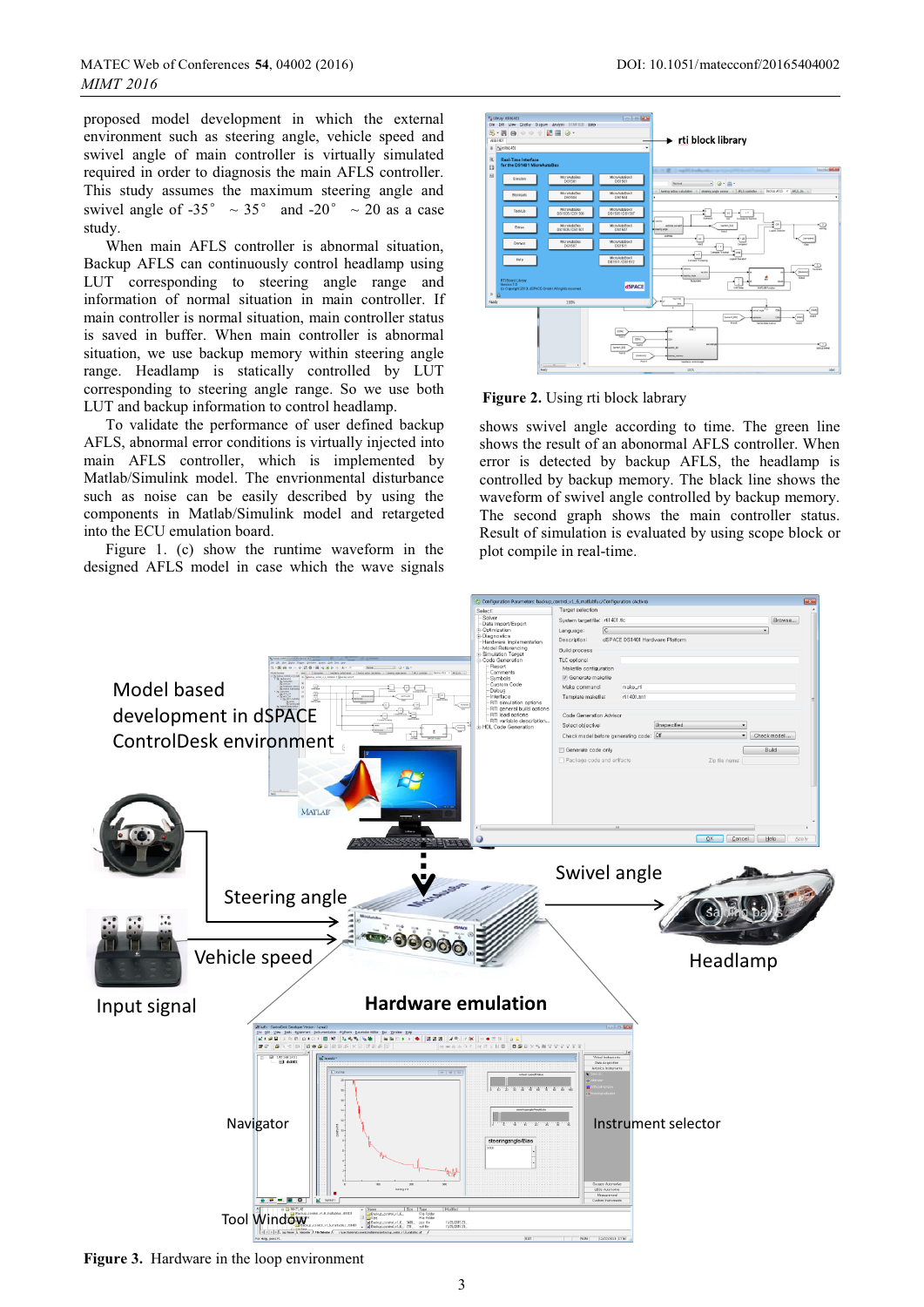proposed model development in which the external environment such as steering angle, vehicle speed and swivel angle of main controller is virtually simulated required in order to diagnosis the main AFLS controller. This study assumes the maximum steering angle and swivel angle of -35° ~ 35° and -20° ~ 20 as a case study.

When main AFLS controller is abnormal situation, Backup AFLS can continuously control headlamp using LUT corresponding to steering angle range and information of normal situation in main controller. If main controller is normal situation, main controller status is saved in buffer. When main controller is abnormal situation, we use backup memory within steering angle range. Headlamp is statically controlled by LUT corresponding to steering angle range. So we use both LUT and backup information to control headlamp.

To validate the performance of user defined backup AFLS, abnormal error conditions is virtually injected into main AFLS controller, which is implemented by Matlab/Simulink model. The envrionmental disturbance such as noise can be easily described by using the components in Matlab/Simulink model and retargeted into the ECU emulation board.

Figure 1. (c) show the runtime waveform in the designed AFLS model in case which the wave signals shows swivel angle according to time. The green line shows the result of an abnormal AFLS controller. When error is detected by backup AFLS, the headlamp is controlled by backup memory. The black line shows the waveform of swivel angle controlled by backup memory. The second graph shows the main controller status. Result of simulation is evaluated by using scope block or plot compile in real-time.

**Figure 2.** Using rti block labrary

**Figure 3.** Hardware in the loop environment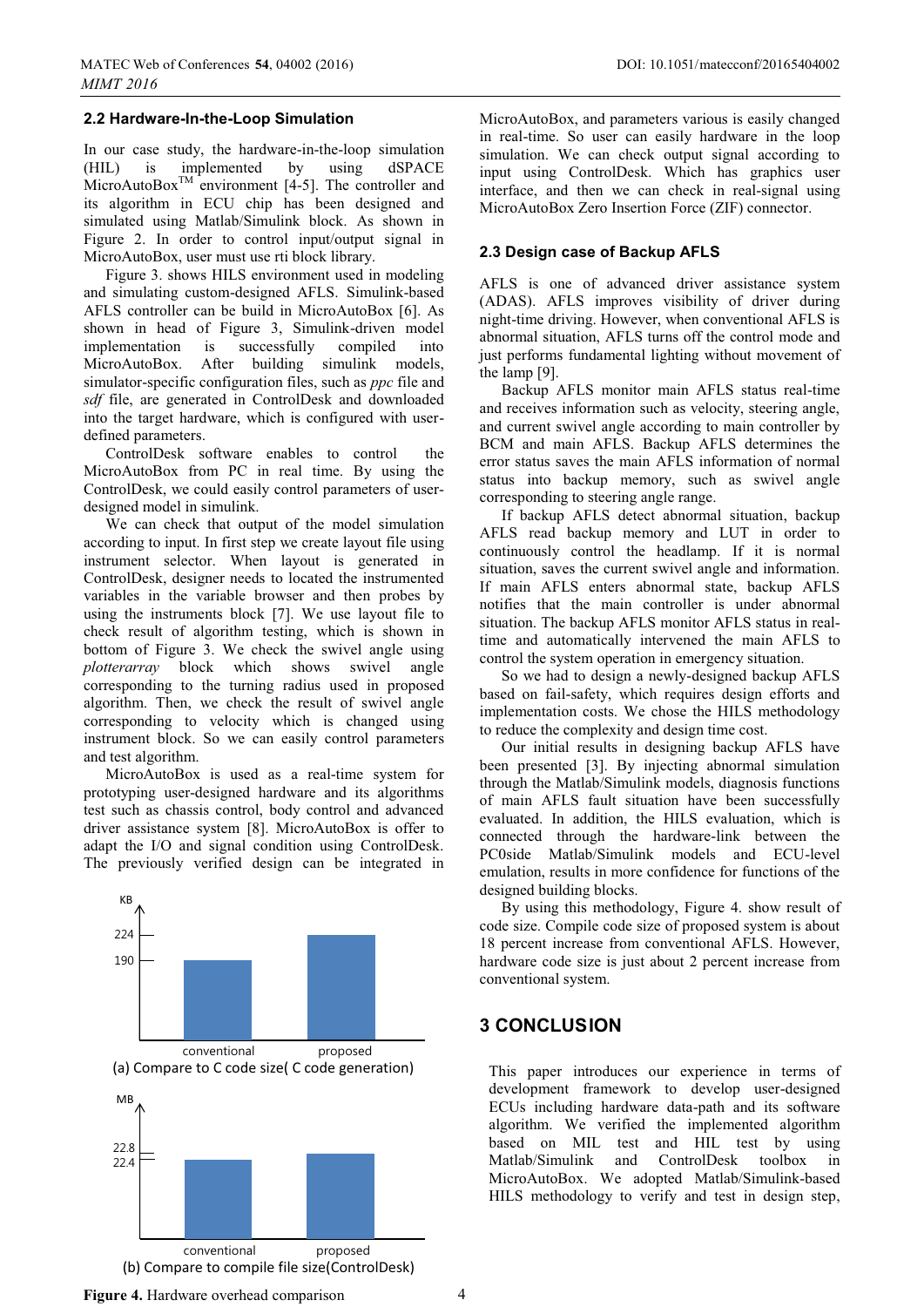### 2.2 Hardware-In-the-Loop Simulation

In our case study, the hardware-in-the-loop simulation (HIL) is implemented by using dSPACE MicroAutoBox$^{TM}$ environment [4-5]. The controller and its algorithm in ECU chip has been designed and simulated using Matlab/Simulink block. As shown in Figure 2. In order to control input/output signal in MicroAutoBox, user must use rti block library.

Figure 3. shows HILS environment used in modeling and simulating custom-designed AFLS. Simulink-based AFLS controller can be build in MicroAutoBox [6]. As shown in head of Figure 3, Simulink-driven model implementation is successfully compiled into MicroAutoBox. After building simulink models, simulator-specific configuration files, such as *ppc* file and *sdf* file, are generated in ControlDesk and downloaded into the target hardware, which is configured with user-defined parameters.

ControlDesk software enables to control the MicroAutoBox from PC in real time. By using the ControlDesk, we could easily control parameters of user-designed model in simulink.

We can check that output of the model simulation according to input. In first step we create layout file using instrument selector. When layout is generated in ControlDesk, designer needs to located the instrumented variables in the variable browser and then probes by using the instruments block [7]. We use layout file to check result of algorithm testing, which is shown in bottom of Figure 3. We check the swivel angle using *plotterarray* block which shows swivel angle corresponding to the turning radius used in proposed algorithm. Then, we check the result of swivel angle corresponding to velocity which is changed using instrument block. So we can easily control parameters and test algorithm.

MicroAutoBox is used as a real-time system for prototyping user-designed hardware and its algorithms test such as chassis control, body control and advanced driver assistance system [8]. MicroAutoBox is offer to adapt the I/O and signal condition using ControlDesk. The previously verified design can be integrated in MicroAutoBox, and parameters various is easily changed in real-time. So user can easily hardware in the loop simulation. We can check output signal according to input using ControlDesk. Which has graphics user interface, and then we can check in real-signal using MicroAutoBox Zero Insertion Force (ZIF) connector.

(a) Compare to C code size( C code generation)

(b) Compare to compile file size(ControlDesk)

**Figure 4.** Hardware overhead comparison

### 2.3 Design case of Backup AFLS

AFLS is one of advanced driver assistance system (ADAS). AFLS improves visibility of driver during night-time driving. However, when conventional AFLS is abnormal situation, AFLS turns off the control mode and just performs fundamental lighting without movement of the lamp [9].

Backup AFLS monitor main AFLS status real-time and receives information such as velocity, steering angle, and current swivel angle according to main controller by BCM and main AFLS. Backup AFLS determines the error status saves the main AFLS information of normal status into backup memory, such as swivel angle corresponding to steering angle range.

If backup AFLS detect abnormal situation, backup AFLS read backup memory and LUT in order to continuously control the headlamp. If it is normal situation, saves the current swivel angle and information. If main AFLS enters abnormal state, backup AFLS notifies that the main controller is under abnormal situation. The backup AFLS monitor AFLS status in real-time and automatically intervened the main AFLS to control the system operation in emergency situation.

So we had to design a newly-designed backup AFLS based on fail-safety, which requires design efforts and implementation costs. We chose the HILS methodology to reduce the complexity and design time cost.

Our initial results in designing backup AFLS have been presented [3]. By injecting abnormal simulation through the Matlab/Simulink models, diagnosis functions of main AFLS fault situation have been successfully evaluated. In addition, the HILS evaluation, which is connected through the hardware-link between the PC0side Matlab/Simulink models and ECU-level emulation, results in more confidence for functions of the designed building blocks.

By using this methodology, Figure 4. show result of code size. Compile code size of proposed system is about 18 percent increase from conventional AFLS. However, hardware code size is just about 2 percent increase from conventional system.

## 3 CONCLUSION

This paper introduces our experience in terms of development framework to develop user-designed ECUs including hardware data-path and its software algorithm. We verified the implemented algorithm based on MIL test and HIL test by using Matlab/Simulink and ControlDesk toolbox in MicroAutoBox. We adopted Matlab/Simulink-based HILS methodology to verify and test in design step,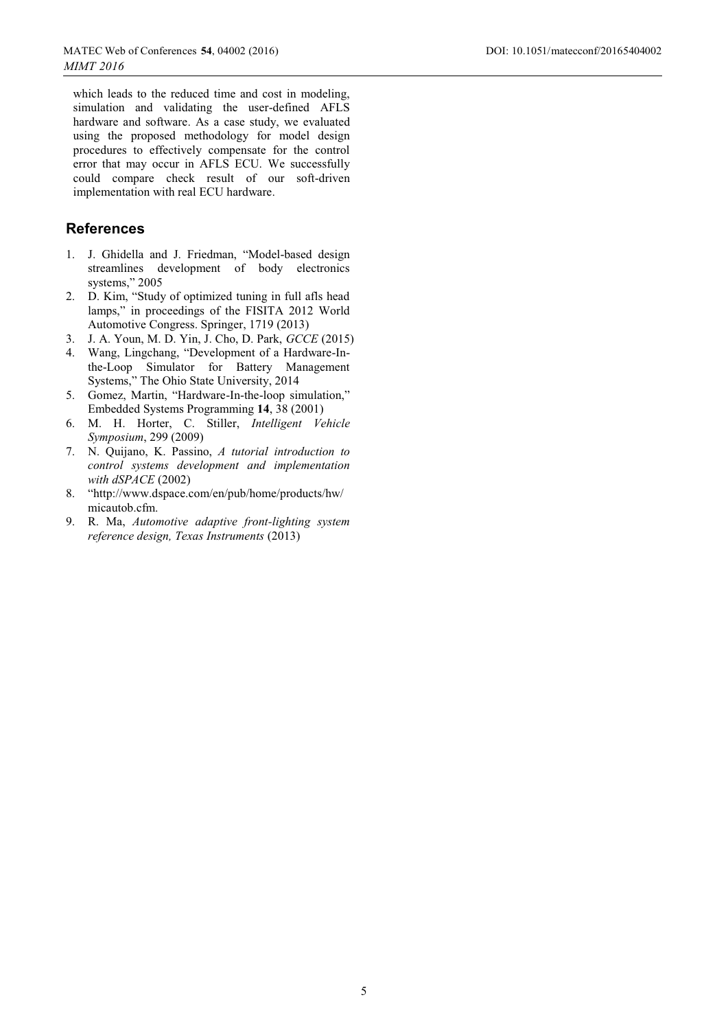which leads to the reduced time and cost in modeling, simulation and validating the user-defined AFLS hardware and software. As a case study, we evaluated using the proposed methodology for model design procedures to effectively compensate for the control error that may occur in AFLS ECU. We successfully could compare check result of our soft-driven implementation with real ECU hardware.

## References

1. J. Ghidella and J. Friedman, "Model-based design streamlines development of body electronics systems," 2005
2. D. Kim, "Study of optimized tuning in full afls head lamps," in proceedings of the FISITA 2012 World Automotive Congress. Springer, 1719 (2013)
3. J. A. Youn, M. D. Yin, J. Cho, D. Park, *GCCE* (2015)
4. Wang, Lingchang, "Development of a Hardware-In-the-Loop Simulator for Battery Management Systems," The Ohio State University, 2014
5. Gomez, Martin, "Hardware-In-the-loop simulation," Embedded Systems Programming **14**, 38 (2001)
6. M. H. Horter, C. Stiller, *Intelligent Vehicle Symposium*, 299 (2009)
7. N. Quijano, K. Passino, *A tutorial introduction to control systems development and implementation with dSPACE* (2002)
8. "http://www.dspace.com/en/pub/home/products/hw/micautob.cfm.
9. R. Ma, *Automotive adaptive front-lighting system reference design, Texas Instruments* (2013)